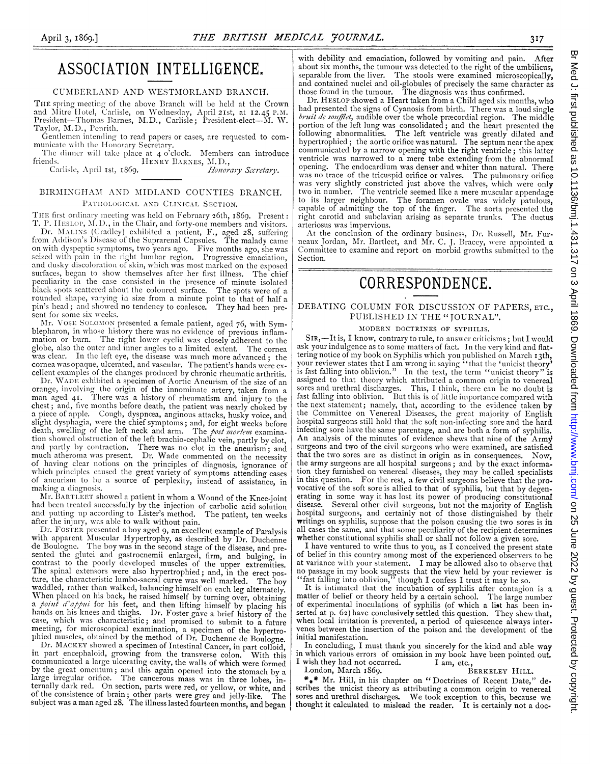# ASSOCIATION INTELLIGENCE.

## CUMBERLAND AND WESTMORLAND BRANCH.

THE spring meeting of the above Branch will be held at the Crown and Mitre Hotel, Carlisle, on Wednesday, April 21st, at 12.45 P.M. President—Thomas Barnes, M.D., Carlisle; President-elect—M. W. Taylor, M.D., Penrith.

Gentlemen intending to read papers or cases, are requested to communicate with the Honorary Secretary.

The dinner will take place at 4 o'clock. Members can introduce friends.

HENRY BARNES, M.D.,
*Honorary Secretary.*

Carlisle, April 1st, 1869.

## BIRMINGHAM AND MIDLAND COUNTIES BRANCH.

### PATHOLOGICAL AND CLINICAL SECTION.

THE first ordinary meeting was held on February 26th, 1869. Present: T. P. HESLOP, M.D., in the Chair, and forty-one members and visitors.

Dr. MALINS (Cradley) exhibited a patient, F., aged 28, suffering from Addison's Disease of the Suprarenal Capsules. The malady came on with dyspeptic symptoms, two years ago. Five months ago, she was seized with pain in the right lumbar region. Progressive emaciation, and dusky discoloration of skin, which was most marked on the exposed surfaces, began to show themselves after her first illness. The chief peculiarity in the case consisted in the presence of minute isolated black spots scattered about the coloured surface. The spots were of a rounded shape, varying in size from a minute point to that of half a pin's head; and showed no tendency to coalesce. They had been present for some six weeks.

Mr. VOSE SOLOMON presented a female patient, aged 76, with Symblepharon, in whose history there was no evidence of previous inflammation or burn. The right lower eyelid was closely adherent to the globe, also the outer and inner angles to a limited extent. The cornea was clear. In the left eye, the disease was much more advanced; the cornea was opaque, ulcerated, and vascular. The patient's hands were excellent examples of the changes produced by chronic rheumatic arthritis.

Dr. WADE exhibited a specimen of Aortic Aneurism of the size of an orange, involving the origin of the innominate artery, taken from a man aged 41. There was a history of rheumatism and injury to the chest; and, five months before death, the patient was nearly choked by a piece of apple. Cough, dyspnœa, anginous attacks, husky voice, and slight dysphagia, were the chief symptoms; and, for eight weeks before death, swelling of the left neck and arm. The *post mortem* examination showed obstruction of the left brachio-cephalic vein, partly by clot, and partly by contraction. There was no clot in the aneurism; and much atheroma was present. Dr. Wade commented on the necessity of having clear notions on the principles of diagnosis, ignorance of which principles caused the great variety of symptoms attending cases of aneurism to be a source of perplexity, instead of assistance, in making a diagnosis.

Mr. BARTLEET showed a patient in whom a Wound of the Knee-joint had been treated successfully by the injection of carbolic acid solution and putting up according to Lister's method. The patient, ten weeks after the injury, was able to walk without pain.

Dr. FOSTER presented a boy aged 9, an excellent example of Paralysis with apparent Muscular Hypertrophy, as described by Dr. Duchenne de Boulogne. The boy was in the second stage of the disease, and presented the glutei and gastrocnemii enlarged, firm, and bulging, in contrast to the poorly developed muscles of the upper extremities. The spinal extensors were also hypertrophied; and, in the erect posture, the characteristic lumbo-sacral curve was well marked. The boy waddled, rather than walked, balancing himself on each leg alternately. When placed on his back, he raised himself by turning over, obtaining a *point d'appui* for his feet, and then lifting himself by placing his hands on his knees and thighs. Dr. Foster gave a brief history of the case, which was characteristic; and promised to submit to a future meeting, for microscopical examination, a specimen of the hypertrophied muscles, obtained by the method of Dr. Duchenne de Boulogne.

Dr. MACKEY showed a specimen of Intestinal Cancer, in part colloid, in part encephaloid, growing from the transverse colon. With this communicated a large ulcerating cavity, the walls of which were formed by the great omentum; and this again opened into the stomach by a large irregular orifice. The cancerous mass was in three lobes, internally dark red. On section, parts were red, or yellow, or white, and of the consistence of brain; other parts were grey and jelly-like. The subject was a man aged 28. The illness lasted fourteen months, and began with debility and emaciation, followed by vomiting and pain. After about six months, the tumour was detected to the right of the umbilicus, separable from the liver. The stools were examined microscopically, and contained nuclei and oil-globules of precisely the same character as those found in the tumour. The diagnosis was thus confirmed.

Dr. HESLOP showed a Heart taken from a Child aged six months, who had presented the signs of Cyanosis from birth. There was a loud single *bruit de soufflet*, audible over the whole præcordial region. The middle portion of the left lung was consolidated; and the heart presented the following abnormalities. The left ventricle was greatly dilated and hypertrophied; the aortic orifice was natural. The septum near the apex communicated by a narrow opening with the right ventricle; this latter ventricle was narrowed to a mere tube extending from the abnormal opening. The endocardium was denser and whiter than natural. There was no trace of the tricuspid orifice or valves. The pulmonary orifice was very slightly constricted just above the valves, which were only two in number. The ventricle seemed like a mere muscular appendage to its larger neighbour. The foramen ovale was widely patulous, capable of admitting the top of the finger. The aorta presented the right carotid and subclavian arising as separate trunks. The ductus arteriosus was impervious.

At the conclusion of the ordinary business, Dr. Russell, Mr. Furneaux Jordan, Mr. Bartleet, and Mr. C. J. Bracey, were appointed a Committee to examine and report on morbid growths submitted to the Section.

# CORRESPONDENCE.

## DEBATING COLUMN FOR DISCUSSION OF PAPERS, ETC., PUBLISHED IN THE "JOURNAL".

### MODERN DOCTRINES OF SYPHILIS.

SIR,—It is, I know, contrary to rule, to answer criticisms; but I would ask your indulgence as to some matters of fact. In the very kind and flattering notice of my book on Syphilis which you published on March 13th, your reviewer states that I am wrong in saying "that the 'unicist theory' is fast falling into oblivion." In the text, the term "unicist theory" is assigned to that theory which attributed a common origin to venereal sores and urethral discharges. This, I think, there can be no doubt is fast falling into oblivion. But this is of little importance compared with the next statement; namely, that, according to the evidence taken by the Committee on Venereal Diseases, the great majority of English hospital surgeons still hold that the soft non-infecting sore and the hard infecting sore have the same parentage, and are both a form of syphilis. An analysis of the minutes of evidence shews that nine of the Army surgeons and two of the civil surgeons who were examined, are satisfied that the two sores are as distinct in origin as in consequences. Now, the army surgeons are all hospital surgeons; and by the exact information they furnished on venereal diseases, they may be called specialists in this question. For the rest, a few civil surgeons believe that the provocative of the soft sore is allied to that of syphilis, but that by degenerating in some way it has lost its power of producing constitutional disease. Several other civil surgeons, but not the majority of English hospital surgeons, and certainly not of those distinguished by their writings on syphilis, suppose that the poison causing the two sores is in all cases the same, and that some peculiarity of the recipient determines whether constitutional syphilis shall or shall not follow a given sore.

I have ventured to write thus to you, as I conceived the present state of belief in this country among most of the experienced observers to be at variance with your statement. I may be allowed also to observe that no passage in my book suggests that the view held by your reviewer is "fast falling into oblivion," though I confess I trust it may be so.

It is intimated that the incubation of syphilis after contagion is a matter of belief or theory held by a certain school. The large number of experimental inoculations of syphilis (of which a list has been inserted at p. 62) have conclusively settled this question. They shew that, when local irritation is prevented, a period of quiescence always intervenes between the insertion of the poison and the development of the initial manifestation.

In concluding, I must thank you sincerely for the kind and able way in which various errors of omission in my book have been pointed out. I wish they had not occurred.

I am, etc.,
BERKELEY HILL.

London, March 1869.

\*\*\* Mr. Hill, in his chapter on "Doctrines of Recent Date," describes the unicist theory as attributing a common origin to venereal sores and urethral discharges. We took exception to this, because we thought it calculated to mislead the reader. It is certainly not a doc-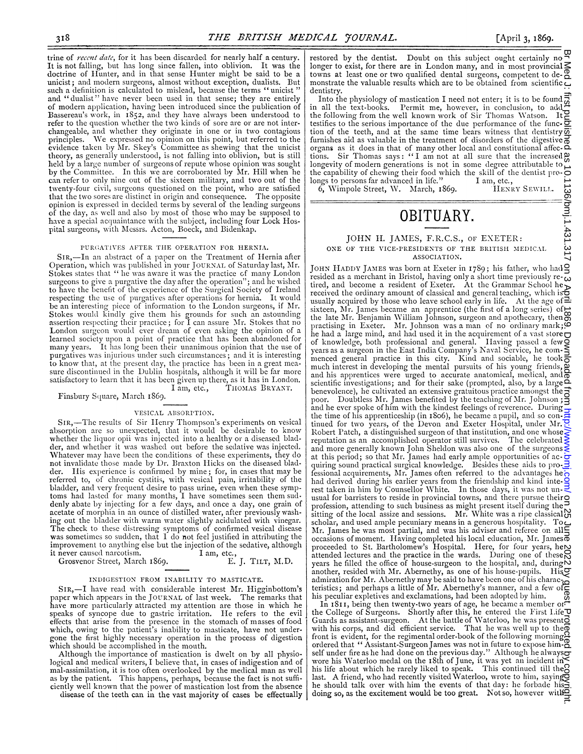trine of *recent date*, for it has been discarded for nearly half a century. It is not falling, but has long since fallen, into oblivion. It was the doctrine of Hunter, and in that sense Hunter might be said to be a unicist; and modern surgeons, almost without exception, dualists. But such a definition is calculated to mislead, because the terms "unicist" and "dualist" have never been used in that sense; they are entirely of modern application, having been introduced since the publication of Bassereau's work, in 1852, and they have always been understood to refer to the question whether the two kinds of sore are or are not interchangeable, and whether they originate in one or in two contagious principles. We expressed no opinion on this point, but referred to the evidence taken by Mr. Skey's Committee as shewing that the unicist theory, as generally understood, is not falling into oblivion, but is still held by a large number of surgeons of repute whose opinion was sought by the Committee. In this we are corroborated by Mr. Hill when he can refer to only nine out of the sixteen military, and two out of the twenty-four civil, surgeons questioned on the point, who are satisfied that the two sores are distinct in origin and consequence. The opposite opinion is expressed in decided terms by several of the leading surgeons of the day, as well and also by most of those who may be supposed to have a special acquaintance with the subject, including four Lock Hospital surgeons, with Messrs. Acton, Boeck, and Bidenkap.

PURGATIVES AFTER THE OPERATION FOR HERNIA.

SIR,—In an abstract of a paper on the Treatment of Hernia after Operation, which was published in your JOURNAL of Saturday last, Mr. Stokes states that "he was aware it was the practice of many London surgeons to give a purgative the day after the operation"; and he wished to have the benefit of the experience of the Surgical Society of Ireland respecting the use of purgatives after operations for hernia. It would be an interesting piece of information to the London surgeons, if Mr. Stokes would kindly give them his grounds for such an astounding assertion respecting their practice; for I can assure Mr. Stokes that no London surgeon would ever dream of even asking the opinion of a learned society upon a point of practice that has been abandoned for many years. It has long been their unanimous opinion that the use of purgatives was injurious under such circumstances; and it is interesting to know that, at the present day, the practice has been in a great measure discontinued in the Dublin hospitals, although it will be far more satisfactory to learn that it has been given up there, as it has in London.

I am, etc., THOMAS BRYANT.

Finsbury Square, March 1869.

VESICAL ABSORPTION.

SIR,—The results of Sir Henry Thompson's experiments on vesical absorption are so unexpected, that it would be desirable to know whether the liquor opii was injected into a healthy or a diseased bladder, and whether it was washed out before the sedative was injected. Whatever may have been the conditions of these experiments, they do not invalidate those made by Dr. Braxton Hicks on the diseased bladder. His experience is confirmed by mine; for, in cases that may be referred to, of chronic cystitis, with vesical pain, irritability of the bladder, and very frequent desire to pass urine, even when these symptoms had lasted for many months, I have sometimes seen them suddenly abate by injecting for a few days, and once a day, one grain of acetate of morphia in an ounce of distilled water, after previously washing out the bladder with warm water slightly acidulated with vinegar. The check to these distressing symptoms of confirmed vesical disease was sometimes so sudden, that I do not feel justified in attributing the improvement to anything else but the injection of the sedative, although it never caused narcotism.

I am, etc.,

Grosvenor Street, March 1869. E. J. TILT, M.D.

INDIGESTION FROM INABILITY TO MASTICATE.

SIR,—I have read with considerable interest Mr. Higginbottom's paper which appears in the JOURNAL of last week. The remarks that have more particularly attracted my attention are those in which he speaks of syncope due to gastric irritation. He refers to the evil effects that arise from the presence in the stomach of masses of food which, owing to the patient's inability to masticate, have not undergone the first highly necessary operation in the process of digestion which should be accomplished in the mouth.

Although the importance of mastication is dwelt on by all physiological and medical writers, I believe that, in cases of indigestion and of mal-assimilation, it is too often overlooked by the medical man as well as by the patient. This happens, perhaps, because the fact is not sufficiently well known that the power of mastication lost from the absence disease of the teeth can in the vast majority of cases be effectually restored by the dentist. Doubt on this subject ought certainly no longer to exist, for there are in London many, and in most provincial towns at least one or two qualified dental surgeons, competent to demonstrate the valuable results which are to be obtained from scientific dentistry.

Into the physiology of mastication I need not enter; it is to be found in all the text-books. Permit me, however, in conclusion, to add the following from the well known work of Sir Thomas Watson. It testifies to the serious importance of the due performance of the function of the teeth, and at the same time bears witness that dentistry furnishes aid as valuable in the treatment of disorders of the digestive organs as it does in that of many other local and constitutional affections. Sir Thomas says: "I am not at all sure that the increased longevity of modern generations is not in some degree attributable to the capability of chewing their food which the skill of the dentist prolongs to persons far advanced in life." I am, etc.,

6, Wimpole Street, W. March, 1869. HENRY SEWILL.

# OBITUARY.

## JOHN H. JAMES, F.R.C.S., OF EXETER:

ONE OF THE VICE-PRESIDENTS OF THE BRITISH MEDICAL ASSOCIATION.

JOHN HADDY JAMES was born at Exeter in 1789; his father, who had resided as a merchant in Bristol, having only a short time previously retired, and become a resident of Exeter. At the Grammar School he received the ordinary amount of classical and general teaching, which is usually acquired by those who leave school early in life. At the age of sixteen, Mr. James became an apprentice (the first of a long series) of the late Mr. Benjamin William Johnson, surgeon and apothecary, then practising in Exeter. Mr. Johnson was a man of no ordinary mark; he had a large mind, and had used it in the acquirement of a vast store of knowledge, both professional and general. Having passed a few years as a surgeon in the East India Company's Naval Service, he commenced general practice in this city. Kind and sociable, he took much interest in developing the mental pursuits of his young friends, and his apprentices were urged to accurate anatomical, medical, and scientific investigations; and for their sake (prompted, also, by a large benevolence), he cultivated an extensive gratuitous practice amongst the poor. Doubtless Mr. James benefited by the teaching of Mr. Johnson; and he ever spoke of him with the kindest feelings of reverence. During the time of his apprenticeship (in 1806), he became a pupil, and so continued for two years, of the Devon and Exeter Hospital, under Mr. Robert Patch, a distinguished surgeon of that institution, and one whose reputation as an accomplished operator still survives. The celebrated and more generally known John Sheldon was also one of the surgeons at this period; so that Mr. James had early ample opportunities of acquiring sound practical surgical knowledge. Besides these aids to professional acquirements, Mr. James often referred to the advantages he had derived during his earlier years from the friendship and kind interest taken in him by Counsellor White. In those days, it was not unusual for barristers to reside in provincial towns, and there pursue their profession, attending to such business as might present itself during the sitting of the local assize and sessions. Mr. White was a ripe classical scholar, and used ample pecuniary means in a generous hospitality. To Mr. James he was most partial, and was his adviser and referee on all occasions of moment. Having completed his local education, Mr. James proceeded to St. Bartholomew's Hospital. Here, for four years, he attended lectures and the practice in the wards. During one of these years he filled the office of house-surgeon to the hospital, and, during another, resided with Mr. Abernethy, as one of his house-pupils. His admiration for Mr. Abernethy may be said to have been one of his characteristics; and perhaps a little of Mr. Abernethy's manner, and a few of his peculiar expletives and exclamations, had been adopted by him.

In 1811, being then twenty-two years of age, he became a member of the College of Surgeons. Shortly after this, he entered the First Life Guards as assistant-surgeon. At the battle of Waterloo, he was present with his corps, and did efficient service. That he was well up to the front is evident, for the regimental order-book of the following morning ordered that "Assistant-Surgeon James was not in future to expose himself under fire as he had done on the previous day." Although he always wore his Waterloo medal on the 18th of June, it was yet an incident in his life about which he rarely liked to speak. This continued till the last. A friend, who had recently visited Waterloo, wrote to him, saying he should talk over with him the events of that day: he forbade his doing so, as the excitement would be too great. Not so, however with